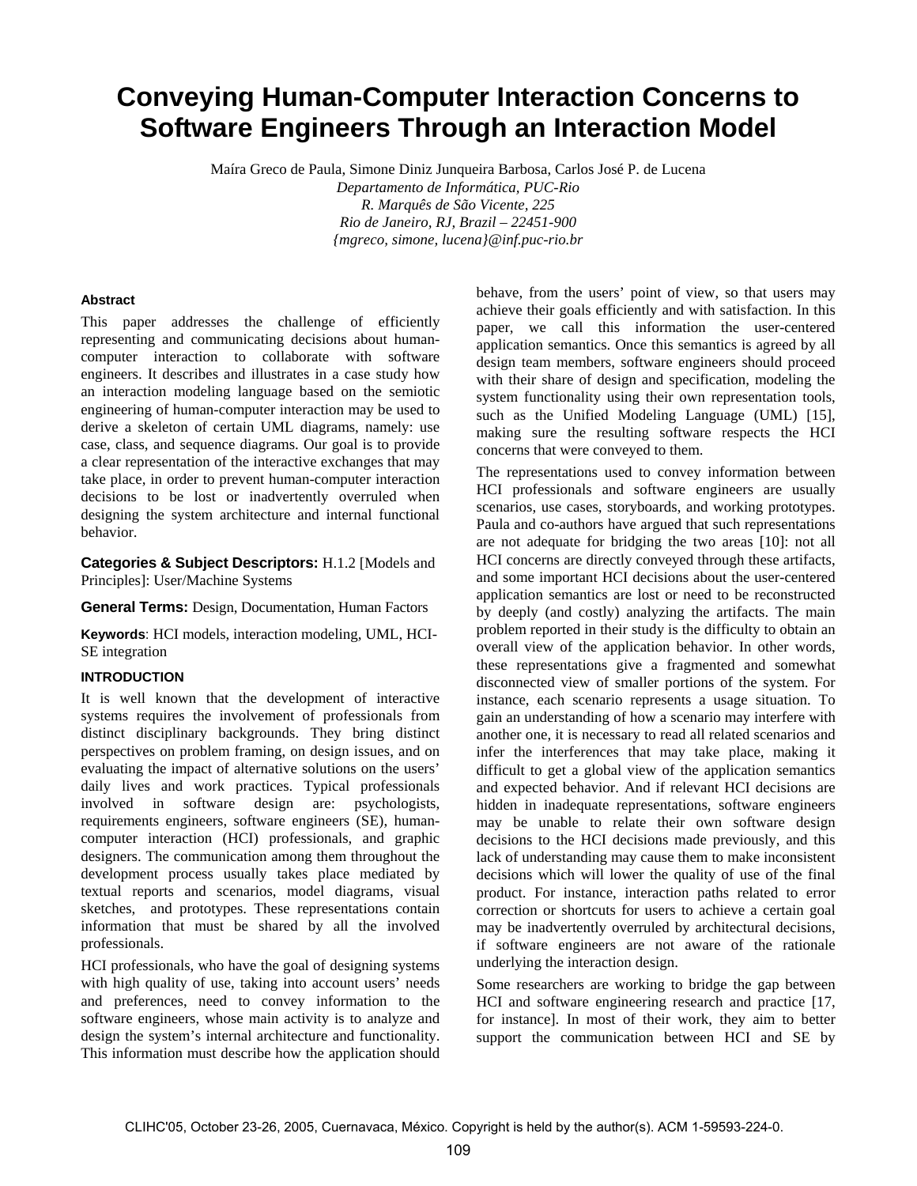# Conveying Human-Computer Interaction Concerns to Software Engineers Through an Interaction Model

Maíra Greco de Paula, Simone Diniz Junqueira Barbosa, Carlos José P. de Lucena

*Departamento de Informática, PUC-Rio*
*R. Marquês de São Vicente, 225*
*Rio de Janeiro, RJ, Brazil – 22451-900*
*{mgreco, simone, lucena}@inf.puc-rio.br*

#### Abstract

This paper addresses the challenge of efficiently representing and communicating decisions about human-computer interaction to collaborate with software engineers. It describes and illustrates in a case study how an interaction modeling language based on the semiotic engineering of human-computer interaction may be used to derive a skeleton of certain UML diagrams, namely: use case, class, and sequence diagrams. Our goal is to provide a clear representation of the interactive exchanges that may take place, in order to prevent human-computer interaction decisions to be lost or inadvertently overruled when designing the system architecture and internal functional behavior.

**Categories & Subject Descriptors:** H.1.2 [Models and Principles]: User/Machine Systems

**General Terms:** Design, Documentation, Human Factors

**Keywords**: HCI models, interaction modeling, UML, HCI-SE integration

#### INTRODUCTION

It is well known that the development of interactive systems requires the involvement of professionals from distinct disciplinary backgrounds. They bring distinct perspectives on problem framing, on design issues, and on evaluating the impact of alternative solutions on the users' daily lives and work practices. Typical professionals involved in software design are: psychologists, requirements engineers, software engineers (SE), human-computer interaction (HCI) professionals, and graphic designers. The communication among them throughout the development process usually takes place mediated by textual reports and scenarios, model diagrams, visual sketches, and prototypes. These representations contain information that must be shared by all the involved professionals.

HCI professionals, who have the goal of designing systems with high quality of use, taking into account users' needs and preferences, need to convey information to the software engineers, whose main activity is to analyze and design the system's internal architecture and functionality. This information must describe how the application should behave, from the users' point of view, so that users may achieve their goals efficiently and with satisfaction. In this paper, we call this information the user-centered application semantics. Once this semantics is agreed by all design team members, software engineers should proceed with their share of design and specification, modeling the system functionality using their own representation tools, such as the Unified Modeling Language (UML) [15], making sure the resulting software respects the HCI concerns that were conveyed to them.

The representations used to convey information between HCI professionals and software engineers are usually scenarios, use cases, storyboards, and working prototypes. Paula and co-authors have argued that such representations are not adequate for bridging the two areas [10]: not all HCI concerns are directly conveyed through these artifacts, and some important HCI decisions about the user-centered application semantics are lost or need to be reconstructed by deeply (and costly) analyzing the artifacts. The main problem reported in their study is the difficulty to obtain an overall view of the application behavior. In other words, these representations give a fragmented and somewhat disconnected view of smaller portions of the system. For instance, each scenario represents a usage situation. To gain an understanding of how a scenario may interfere with another one, it is necessary to read all related scenarios and infer the interferences that may take place, making it difficult to get a global view of the application semantics and expected behavior. And if relevant HCI decisions are hidden in inadequate representations, software engineers may be unable to relate their own software design decisions to the HCI decisions made previously, and this lack of understanding may cause them to make inconsistent decisions which will lower the quality of use of the final product. For instance, interaction paths related to error correction or shortcuts for users to achieve a certain goal may be inadvertently overruled by architectural decisions, if software engineers are not aware of the rationale underlying the interaction design.

Some researchers are working to bridge the gap between HCI and software engineering research and practice [17, for instance]. In most of their work, they aim to better support the communication between HCI and SE by

CLIHC'05, October 23-26, 2005, Cuernavaca, México. Copyright is held by the author(s). ACM 1-59593-224-0.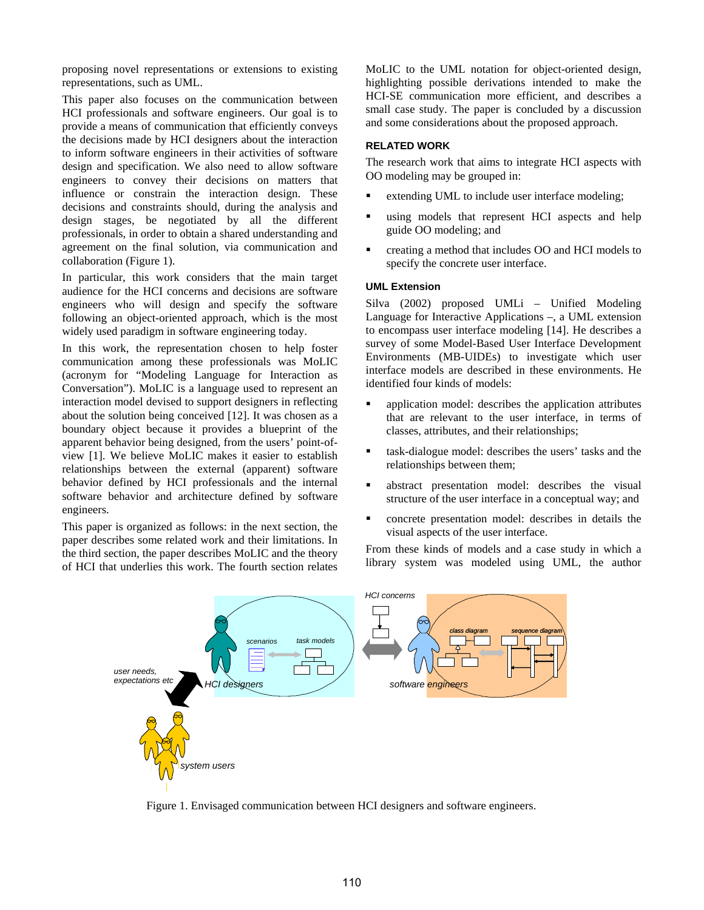proposing novel representations or extensions to existing representations, such as UML.

This paper also focuses on the communication between HCI professionals and software engineers. Our goal is to provide a means of communication that efficiently conveys the decisions made by HCI designers about the interaction to inform software engineers in their activities of software design and specification. We also need to allow software engineers to convey their decisions on matters that influence or constrain the interaction design. These decisions and constraints should, during the analysis and design stages, be negotiated by all the different professionals, in order to obtain a shared understanding and agreement on the final solution, via communication and collaboration (Figure 1).

In particular, this work considers that the main target audience for the HCI concerns and decisions are software engineers who will design and specify the software following an object-oriented approach, which is the most widely used paradigm in software engineering today.

In this work, the representation chosen to help foster communication among these professionals was MoLIC (acronym for "Modeling Language for Interaction as Conversation"). MoLIC is a language used to represent an interaction model devised to support designers in reflecting about the solution being conceived [12]. It was chosen as a boundary object because it provides a blueprint of the apparent behavior being designed, from the users' point-of-view [1]. We believe MoLIC makes it easier to establish relationships between the external (apparent) software behavior defined by HCI professionals and the internal software behavior and architecture defined by software engineers.

This paper is organized as follows: in the next section, the paper describes some related work and their limitations. In the third section, the paper describes MoLIC and the theory of HCI that underlies this work. The fourth section relates MoLIC to the UML notation for object-oriented design, highlighting possible derivations intended to make the HCI-SE communication more efficient, and describes a small case study. The paper is concluded by a discussion and some considerations about the proposed approach.

## RELATED WORK

The research work that aims to integrate HCI aspects with OO modeling may be grouped in:

- extending UML to include user interface modeling;
- using models that represent HCI aspects and help guide OO modeling; and
- creating a method that includes OO and HCI models to specify the concrete user interface.

### UML Extension

Silva (2002) proposed UMLi – Unified Modeling Language for Interactive Applications –, a UML extension to encompass user interface modeling [14]. He describes a survey of some Model-Based User Interface Development Environments (MB-UIDEs) to investigate which user interface models are described in these environments. He identified four kinds of models:

- application model: describes the application attributes that are relevant to the user interface, in terms of classes, attributes, and their relationships;
- task-dialogue model: describes the users' tasks and the relationships between them;
- abstract presentation model: describes the visual structure of the user interface in a conceptual way; and
- concrete presentation model: describes in details the visual aspects of the user interface.

From these kinds of models and a case study in which a library system was modeled using UML, the author

Figure 1. Envisaged communication between HCI designers and software engineers.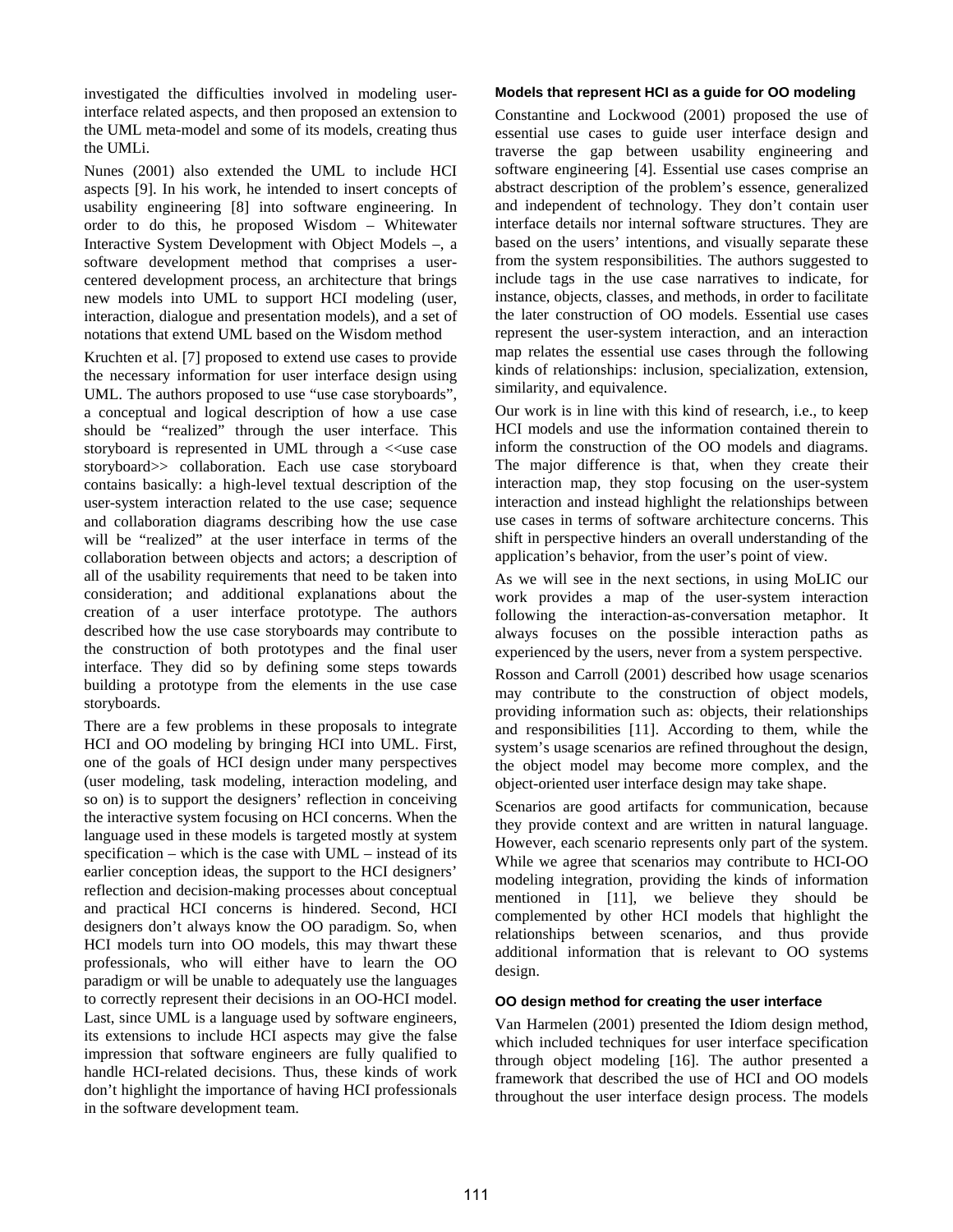investigated the difficulties involved in modeling user-interface related aspects, and then proposed an extension to the UML meta-model and some of its models, creating thus the UMLi.

Nunes (2001) also extended the UML to include HCI aspects [9]. In his work, he intended to insert concepts of usability engineering [8] into software engineering. In order to do this, he proposed Wisdom – Whitewater Interactive System Development with Object Models –, a software development method that comprises a user-centered development process, an architecture that brings new models into UML to support HCI modeling (user, interaction, dialogue and presentation models), and a set of notations that extend UML based on the Wisdom method

Kruchten et al. [7] proposed to extend use cases to provide the necessary information for user interface design using UML. The authors proposed to use "use case storyboards", a conceptual and logical description of how a use case should be "realized" through the user interface. This storyboard is represented in UML through a <<use case storyboard>> collaboration. Each use case storyboard contains basically: a high-level textual description of the user-system interaction related to the use case; sequence and collaboration diagrams describing how the use case will be "realized" at the user interface in terms of the collaboration between objects and actors; a description of all of the usability requirements that need to be taken into consideration; and additional explanations about the creation of a user interface prototype. The authors described how the use case storyboards may contribute to the construction of both prototypes and the final user interface. They did so by defining some steps towards building a prototype from the elements in the use case storyboards.

There are a few problems in these proposals to integrate HCI and OO modeling by bringing HCI into UML. First, one of the goals of HCI design under many perspectives (user modeling, task modeling, interaction modeling, and so on) is to support the designers' reflection in conceiving the interactive system focusing on HCI concerns. When the language used in these models is targeted mostly at system specification – which is the case with UML – instead of its earlier conception ideas, the support to the HCI designers' reflection and decision-making processes about conceptual and practical HCI concerns is hindered. Second, HCI designers don't always know the OO paradigm. So, when HCI models turn into OO models, this may thwart these professionals, who will either have to learn the OO paradigm or will be unable to adequately use the languages to correctly represent their decisions in an OO-HCI model. Last, since UML is a language used by software engineers, its extensions to include HCI aspects may give the false impression that software engineers are fully qualified to handle HCI-related decisions. Thus, these kinds of work don't highlight the importance of having HCI professionals in the software development team.

#### Models that represent HCI as a guide for OO modeling

Constantine and Lockwood (2001) proposed the use of essential use cases to guide user interface design and traverse the gap between usability engineering and software engineering [4]. Essential use cases comprise an abstract description of the problem's essence, generalized and independent of technology. They don't contain user interface details nor internal software structures. They are based on the users' intentions, and visually separate these from the system responsibilities. The authors suggested to include tags in the use case narratives to indicate, for instance, objects, classes, and methods, in order to facilitate the later construction of OO models. Essential use cases represent the user-system interaction, and an interaction map relates the essential use cases through the following kinds of relationships: inclusion, specialization, extension, similarity, and equivalence.

Our work is in line with this kind of research, i.e., to keep HCI models and use the information contained therein to inform the construction of the OO models and diagrams. The major difference is that, when they create their interaction map, they stop focusing on the user-system interaction and instead highlight the relationships between use cases in terms of software architecture concerns. This shift in perspective hinders an overall understanding of the application's behavior, from the user's point of view.

As we will see in the next sections, in using MoLIC our work provides a map of the user-system interaction following the interaction-as-conversation metaphor. It always focuses on the possible interaction paths as experienced by the users, never from a system perspective.

Rosson and Carroll (2001) described how usage scenarios may contribute to the construction of object models, providing information such as: objects, their relationships and responsibilities [11]. According to them, while the system's usage scenarios are refined throughout the design, the object model may become more complex, and the object-oriented user interface design may take shape.

Scenarios are good artifacts for communication, because they provide context and are written in natural language. However, each scenario represents only part of the system. While we agree that scenarios may contribute to HCI-OO modeling integration, providing the kinds of information mentioned in [11], we believe they should be complemented by other HCI models that highlight the relationships between scenarios, and thus provide additional information that is relevant to OO systems design.

#### OO design method for creating the user interface

Van Harmelen (2001) presented the Idiom design method, which included techniques for user interface specification through object modeling [16]. The author presented a framework that described the use of HCI and OO models throughout the user interface design process. The models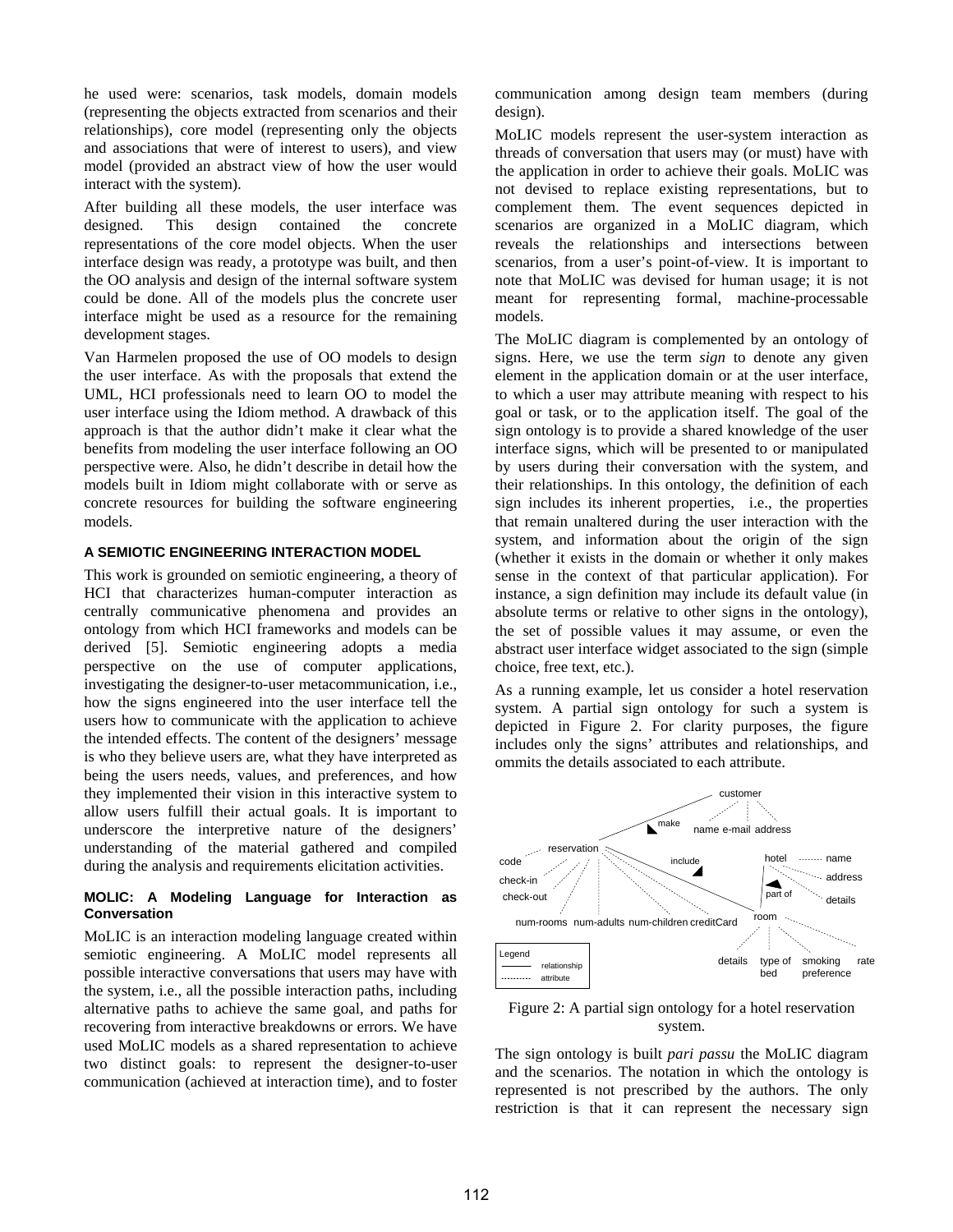he used were: scenarios, task models, domain models (representing the objects extracted from scenarios and their relationships), core model (representing only the objects and associations that were of interest to users), and view model (provided an abstract view of how the user would interact with the system).

After building all these models, the user interface was designed. This design contained the concrete representations of the core model objects. When the user interface design was ready, a prototype was built, and then the OO analysis and design of the internal software system could be done. All of the models plus the concrete user interface might be used as a resource for the remaining development stages.

Van Harmelen proposed the use of OO models to design the user interface. As with the proposals that extend the UML, HCI professionals need to learn OO to model the user interface using the Idiom method. A drawback of this approach is that the author didn't make it clear what the benefits from modeling the user interface following an OO perspective were. Also, he didn't describe in detail how the models built in Idiom might collaborate with or serve as concrete resources for building the software engineering models.

## A SEMIOTIC ENGINEERING INTERACTION MODEL

This work is grounded on semiotic engineering, a theory of HCI that characterizes human-computer interaction as centrally communicative phenomena and provides an ontology from which HCI frameworks and models can be derived [5]. Semiotic engineering adopts a media perspective on the use of computer applications, investigating the designer-to-user metacommunication, i.e., how the signs engineered into the user interface tell the users how to communicate with the application to achieve the intended effects. The content of the designers' message is who they believe users are, what they have interpreted as being the users needs, values, and preferences, and how they implemented their vision in this interactive system to allow users fulfill their actual goals. It is important to underscore the interpretive nature of the designers' understanding of the material gathered and compiled during the analysis and requirements elicitation activities.

### MOLIC: A Modeling Language for Interaction as Conversation

MoLIC is an interaction modeling language created within semiotic engineering. A MoLIC model represents all possible interactive conversations that users may have with the system, i.e., all the possible interaction paths, including alternative paths to achieve the same goal, and paths for recovering from interactive breakdowns or errors. We have used MoLIC models as a shared representation to achieve two distinct goals: to represent the designer-to-user communication (achieved at interaction time), and to foster communication among design team members (during design).

MoLIC models represent the user-system interaction as threads of conversation that users may (or must) have with the application in order to achieve their goals. MoLIC was not devised to replace existing representations, but to complement them. The event sequences depicted in scenarios are organized in a MoLIC diagram, which reveals the relationships and intersections between scenarios, from a user's point-of-view. It is important to note that MoLIC was devised for human usage; it is not meant for representing formal, machine-processable models.

The MoLIC diagram is complemented by an ontology of signs. Here, we use the term *sign* to denote any given element in the application domain or at the user interface, to which a user may attribute meaning with respect to his goal or task, or to the application itself. The goal of the sign ontology is to provide a shared knowledge of the user interface signs, which will be presented to or manipulated by users during their conversation with the system, and their relationships. In this ontology, the definition of each sign includes its inherent properties, i.e., the properties that remain unaltered during the user interaction with the system, and information about the origin of the sign (whether it exists in the domain or whether it only makes sense in the context of that particular application). For instance, a sign definition may include its default value (in absolute terms or relative to other signs in the ontology), the set of possible values it may assume, or even the abstract user interface widget associated to the sign (simple choice, free text, etc.).

As a running example, let us consider a hotel reservation system. A partial sign ontology for such a system is depicted in Figure 2. For clarity purposes, the figure includes only the signs' attributes and relationships, and ommits the details associated to each attribute.

Figure 2: A partial sign ontology for a hotel reservation system.

The sign ontology is built *pari passu* the MoLIC diagram and the scenarios. The notation in which the ontology is represented is not prescribed by the authors. The only restriction is that it can represent the necessary sign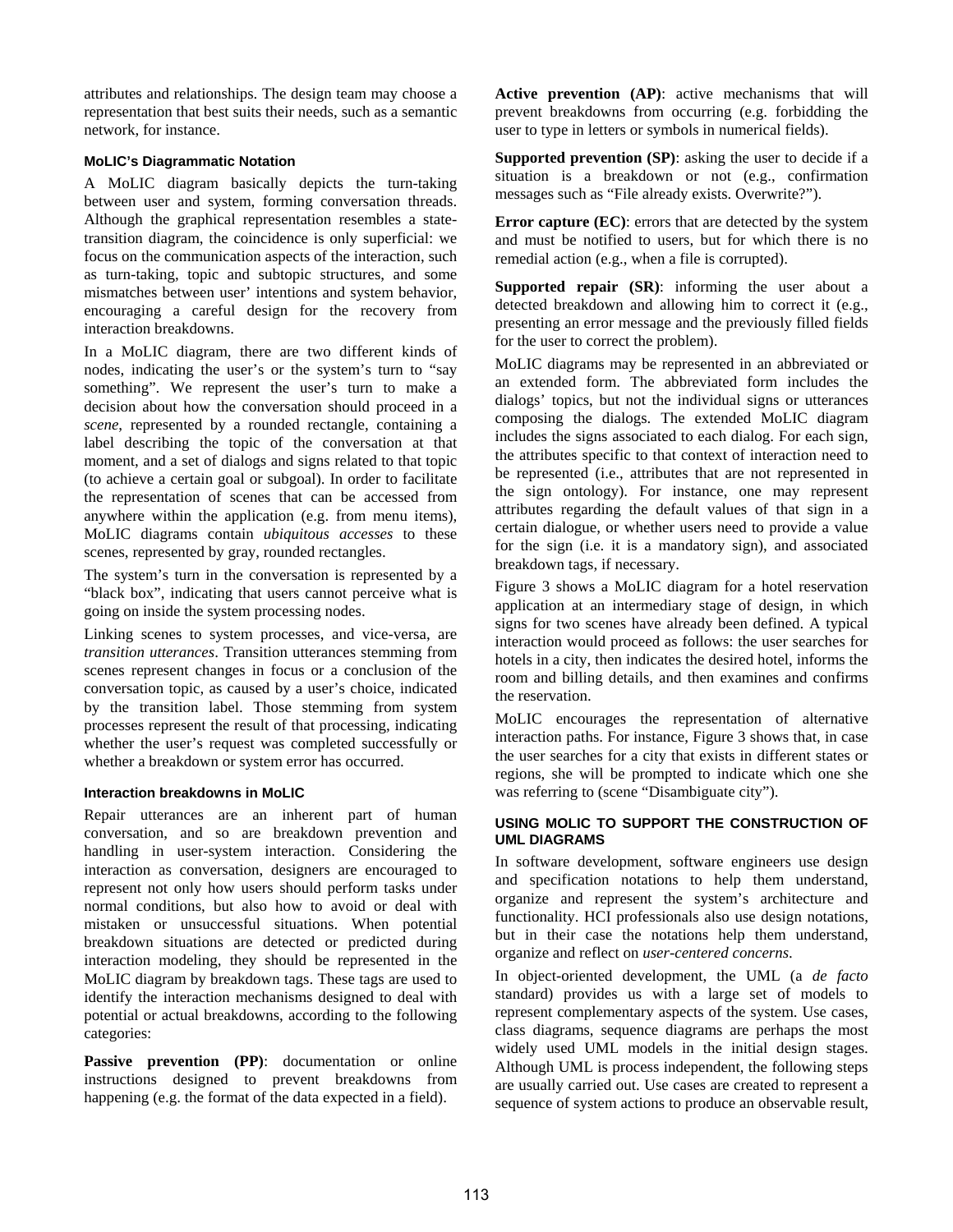attributes and relationships. The design team may choose a representation that best suits their needs, such as a semantic network, for instance.

### MoLIC's Diagrammatic Notation

A MoLIC diagram basically depicts the turn-taking between user and system, forming conversation threads. Although the graphical representation resembles a state-transition diagram, the coincidence is only superficial: we focus on the communication aspects of the interaction, such as turn-taking, topic and subtopic structures, and some mismatches between user' intentions and system behavior, encouraging a careful design for the recovery from interaction breakdowns.

In a MoLIC diagram, there are two different kinds of nodes, indicating the user's or the system's turn to "say something". We represent the user's turn to make a decision about how the conversation should proceed in a *scene*, represented by a rounded rectangle, containing a label describing the topic of the conversation at that moment, and a set of dialogs and signs related to that topic (to achieve a certain goal or subgoal). In order to facilitate the representation of scenes that can be accessed from anywhere within the application (e.g. from menu items), MoLIC diagrams contain *ubiquitous accesses* to these scenes, represented by gray, rounded rectangles.

The system's turn in the conversation is represented by a "black box", indicating that users cannot perceive what is going on inside the system processing nodes.

Linking scenes to system processes, and vice-versa, are *transition utterances*. Transition utterances stemming from scenes represent changes in focus or a conclusion of the conversation topic, as caused by a user's choice, indicated by the transition label. Those stemming from system processes represent the result of that processing, indicating whether the user's request was completed successfully or whether a breakdown or system error has occurred.

### Interaction breakdowns in MoLIC

Repair utterances are an inherent part of human conversation, and so are breakdown prevention and handling in user-system interaction. Considering the interaction as conversation, designers are encouraged to represent not only how users should perform tasks under normal conditions, but also how to avoid or deal with mistaken or unsuccessful situations. When potential breakdown situations are detected or predicted during interaction modeling, they should be represented in the MoLIC diagram by breakdown tags. These tags are used to identify the interaction mechanisms designed to deal with potential or actual breakdowns, according to the following categories:

**Passive prevention (PP)**: documentation or online instructions designed to prevent breakdowns from happening (e.g. the format of the data expected in a field).

**Active prevention (AP)**: active mechanisms that will prevent breakdowns from occurring (e.g. forbidding the user to type in letters or symbols in numerical fields).

**Supported prevention (SP)**: asking the user to decide if a situation is a breakdown or not (e.g., confirmation messages such as "File already exists. Overwrite?").

**Error capture (EC)**: errors that are detected by the system and must be notified to users, but for which there is no remedial action (e.g., when a file is corrupted).

**Supported repair (SR)**: informing the user about a detected breakdown and allowing him to correct it (e.g., presenting an error message and the previously filled fields for the user to correct the problem).

MoLIC diagrams may be represented in an abbreviated or an extended form. The abbreviated form includes the dialogs' topics, but not the individual signs or utterances composing the dialogs. The extended MoLIC diagram includes the signs associated to each dialog. For each sign, the attributes specific to that context of interaction need to be represented (i.e., attributes that are not represented in the sign ontology). For instance, one may represent attributes regarding the default values of that sign in a certain dialogue, or whether users need to provide a value for the sign (i.e. it is a mandatory sign), and associated breakdown tags, if necessary.

Figure 3 shows a MoLIC diagram for a hotel reservation application at an intermediary stage of design, in which signs for two scenes have already been defined. A typical interaction would proceed as follows: the user searches for hotels in a city, then indicates the desired hotel, informs the room and billing details, and then examines and confirms the reservation.

MoLIC encourages the representation of alternative interaction paths. For instance, Figure 3 shows that, in case the user searches for a city that exists in different states or regions, she will be prompted to indicate which one she was referring to (scene "Disambiguate city").

## USING MOLIC TO SUPPORT THE CONSTRUCTION OF UML DIAGRAMS

In software development, software engineers use design and specification notations to help them understand, organize and represent the system's architecture and functionality. HCI professionals also use design notations, but in their case the notations help them understand, organize and reflect on *user-centered concerns*.

In object-oriented development, the UML (a *de facto* standard) provides us with a large set of models to represent complementary aspects of the system. Use cases, class diagrams, sequence diagrams are perhaps the most widely used UML models in the initial design stages. Although UML is process independent, the following steps are usually carried out. Use cases are created to represent a sequence of system actions to produce an observable result,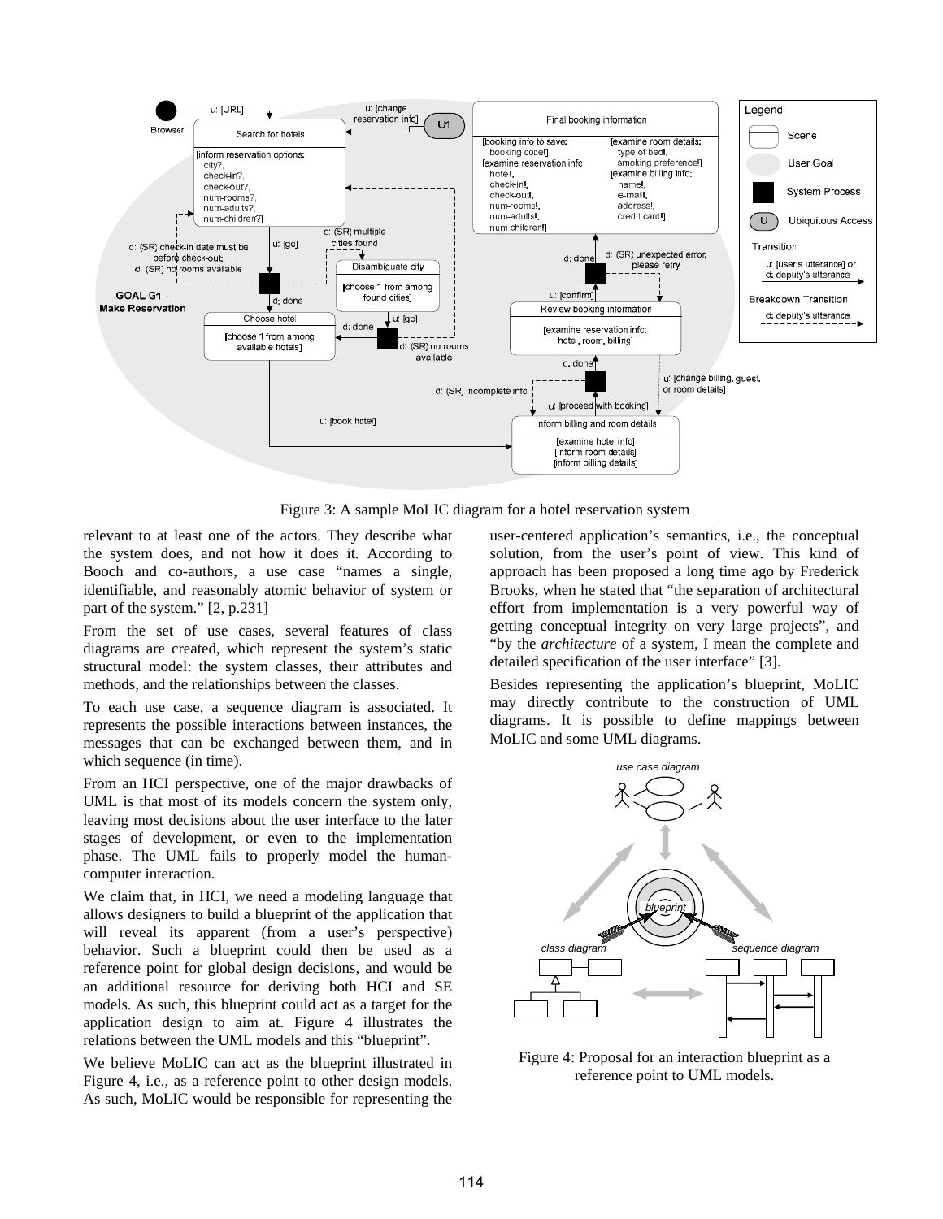Figure 3: A sample MoLIC diagram for a hotel reservation system

relevant to at least one of the actors. They describe what the system does, and not how it does it. According to Booch and co-authors, a use case "names a single, identifiable, and reasonably atomic behavior of system or part of the system." [2, p.231]

From the set of use cases, several features of class diagrams are created, which represent the system's static structural model: the system classes, their attributes and methods, and the relationships between the classes.

To each use case, a sequence diagram is associated. It represents the possible interactions between instances, the messages that can be exchanged between them, and in which sequence (in time).

From an HCI perspective, one of the major drawbacks of UML is that most of its models concern the system only, leaving most decisions about the user interface to the later stages of development, or even to the implementation phase. The UML fails to properly model the human-computer interaction.

We claim that, in HCI, we need a modeling language that allows designers to build a blueprint of the application that will reveal its apparent (from a user's perspective) behavior. Such a blueprint could then be used as a reference point for global design decisions, and would be an additional resource for deriving both HCI and SE models. As such, this blueprint could act as a target for the application design to aim at. Figure 4 illustrates the relations between the UML models and this "blueprint".

We believe MoLIC can act as the blueprint illustrated in Figure 4, i.e., as a reference point to other design models. As such, MoLIC would be responsible for representing the user-centered application's semantics, i.e., the conceptual solution, from the user's point of view. This kind of approach has been proposed a long time ago by Frederick Brooks, when he stated that "the separation of architectural effort from implementation is a very powerful way of getting conceptual integrity on very large projects", and "by the *architecture* of a system, I mean the complete and detailed specification of the user interface" [3].

Besides representing the application's blueprint, MoLIC may directly contribute to the construction of UML diagrams. It is possible to define mappings between MoLIC and some UML diagrams.

Figure 4: Proposal for an interaction blueprint as a reference point to UML models.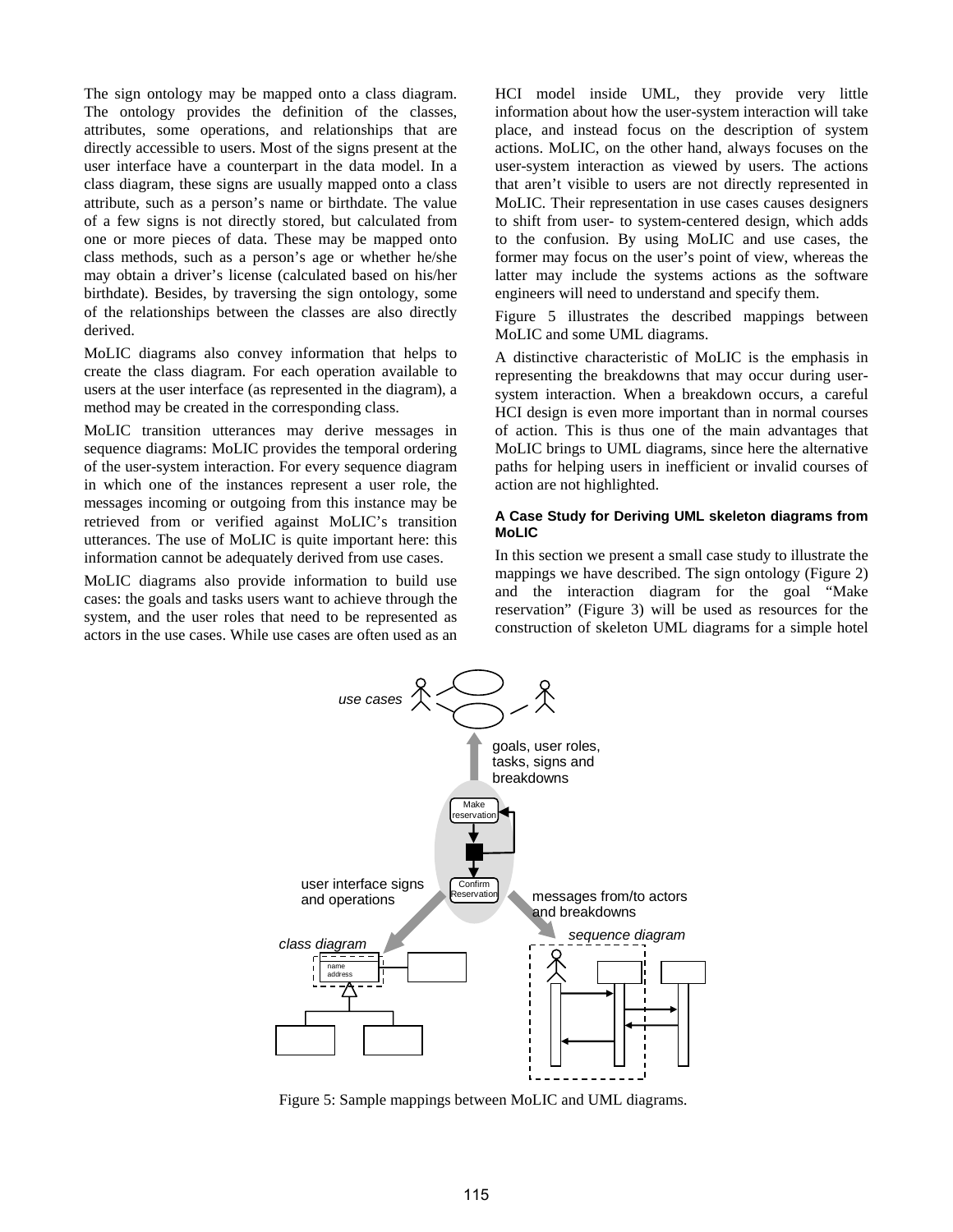The sign ontology may be mapped onto a class diagram. The ontology provides the definition of the classes, attributes, some operations, and relationships that are directly accessible to users. Most of the signs present at the user interface have a counterpart in the data model. In a class diagram, these signs are usually mapped onto a class attribute, such as a person's name or birthdate. The value of a few signs is not directly stored, but calculated from one or more pieces of data. These may be mapped onto class methods, such as a person's age or whether he/she may obtain a driver's license (calculated based on his/her birthdate). Besides, by traversing the sign ontology, some of the relationships between the classes are also directly derived.

MoLIC diagrams also convey information that helps to create the class diagram. For each operation available to users at the user interface (as represented in the diagram), a method may be created in the corresponding class.

MoLIC transition utterances may derive messages in sequence diagrams: MoLIC provides the temporal ordering of the user-system interaction. For every sequence diagram in which one of the instances represent a user role, the messages incoming or outgoing from this instance may be retrieved from or verified against MoLIC's transition utterances. The use of MoLIC is quite important here: this information cannot be adequately derived from use cases.

MoLIC diagrams also provide information to build use cases: the goals and tasks users want to achieve through the system, and the user roles that need to be represented as actors in the use cases. While use cases are often used as an HCI model inside UML, they provide very little information about how the user-system interaction will take place, and instead focus on the description of system actions. MoLIC, on the other hand, always focuses on the user-system interaction as viewed by users. The actions that aren't visible to users are not directly represented in MoLIC. Their representation in use cases causes designers to shift from user- to system-centered design, which adds to the confusion. By using MoLIC and use cases, the former may focus on the user's point of view, whereas the latter may include the systems actions as the software engineers will need to understand and specify them.

Figure 5 illustrates the described mappings between MoLIC and some UML diagrams.

A distinctive characteristic of MoLIC is the emphasis in representing the breakdowns that may occur during user-system interaction. When a breakdown occurs, a careful HCI design is even more important than in normal courses of action. This is thus one of the main advantages that MoLIC brings to UML diagrams, since here the alternative paths for helping users in inefficient or invalid courses of action are not highlighted.

### A Case Study for Deriving UML skeleton diagrams from MoLIC

In this section we present a small case study to illustrate the mappings we have described. The sign ontology (Figure 2) and the interaction diagram for the goal "Make reservation" (Figure 3) will be used as resources for the construction of skeleton UML diagrams for a simple hotel

use cases

goals, user roles, tasks, signs and breakdowns

Make reservation

Confirm Reservation

user interface signs and operations

messages from/to actors and breakdowns

class diagram

name
address

sequence diagram

Figure 5: Sample mappings between MoLIC and UML diagrams.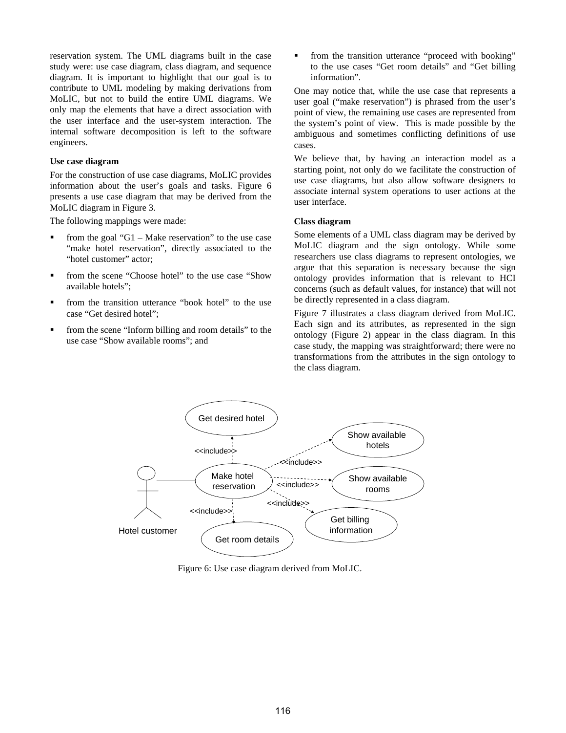reservation system. The UML diagrams built in the case study were: use case diagram, class diagram, and sequence diagram. It is important to highlight that our goal is to contribute to UML modeling by making derivations from MoLIC, but not to build the entire UML diagrams. We only map the elements that have a direct association with the user interface and the user-system interaction. The internal software decomposition is left to the software engineers.

**Use case diagram**

For the construction of use case diagrams, MoLIC provides information about the user's goals and tasks. Figure 6 presents a use case diagram that may be derived from the MoLIC diagram in Figure 3.

The following mappings were made:

- from the goal "G1 – Make reservation" to the use case "make hotel reservation", directly associated to the "hotel customer" actor;
- from the scene "Choose hotel" to the use case "Show available hotels";
- from the transition utterance "book hotel" to the use case "Get desired hotel";
- from the scene "Inform billing and room details" to the use case "Show available rooms"; and
- from the transition utterance "proceed with booking" to the use cases "Get room details" and "Get billing information".

One may notice that, while the use case that represents a user goal ("make reservation") is phrased from the user's point of view, the remaining use cases are represented from the system's point of view. This is made possible by the ambiguous and sometimes conflicting definitions of use cases.

We believe that, by having an interaction model as a starting point, not only do we facilitate the construction of use case diagrams, but also allow software designers to associate internal system operations to user actions at the user interface.

**Class diagram**

Some elements of a UML class diagram may be derived by MoLIC diagram and the sign ontology. While some researchers use class diagrams to represent ontologies, we argue that this separation is necessary because the sign ontology provides information that is relevant to HCI concerns (such as default values, for instance) that will not be directly represented in a class diagram.

Figure 7 illustrates a class diagram derived from MoLIC. Each sign and its attributes, as represented in the sign ontology (Figure 2) appear in the class diagram. In this case study, the mapping was straightforward; there were no transformations from the attributes in the sign ontology to the class diagram.

Figure 6: Use case diagram derived from MoLIC.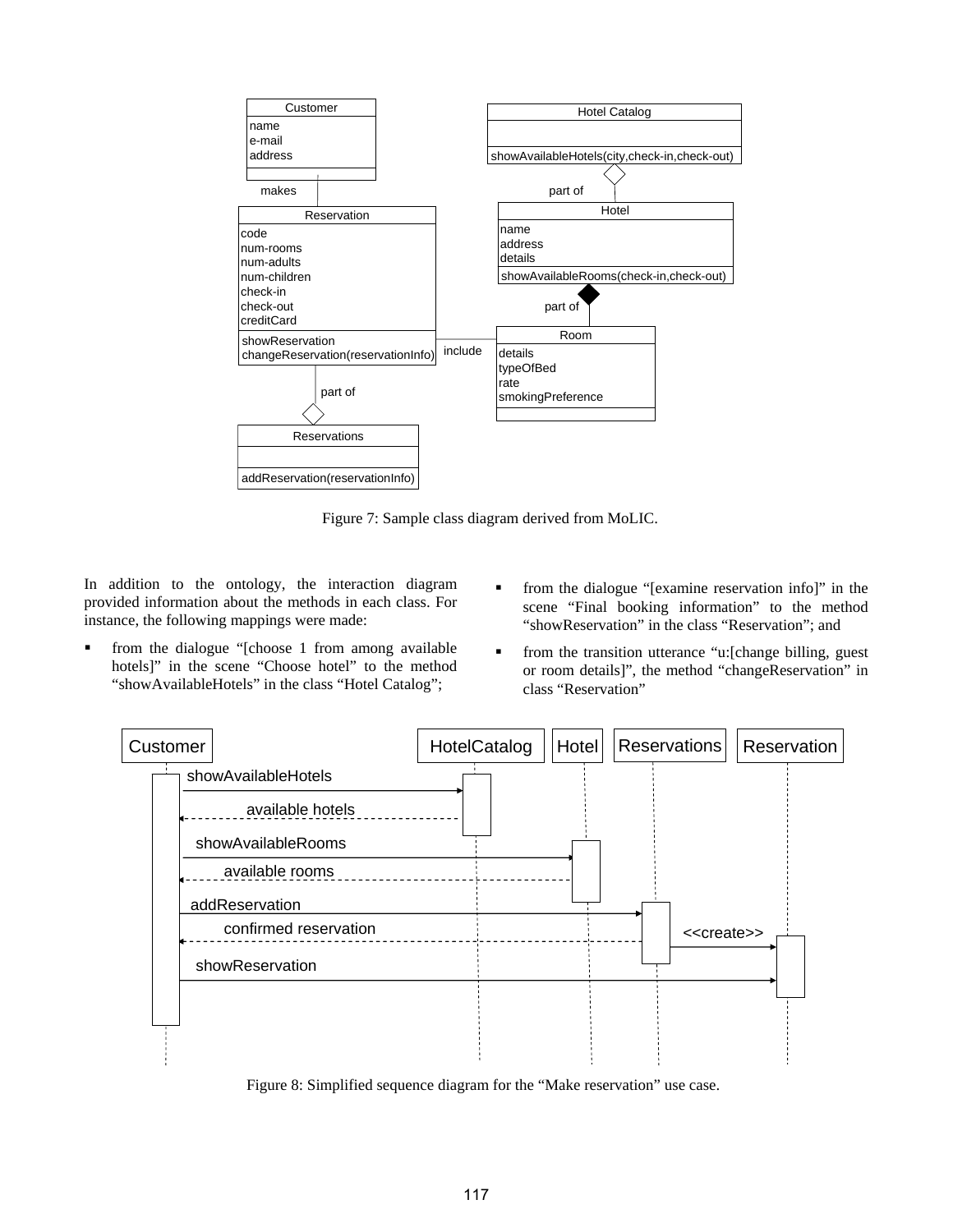Figure 7: Sample class diagram derived from MoLIC.

In addition to the ontology, the interaction diagram provided information about the methods in each class. For instance, the following mappings were made:

- from the dialogue "[choose 1 from among available hotels]" in the scene "Choose hotel" to the method "showAvailableHotels" in the class "Hotel Catalog";
- from the dialogue "[examine reservation info]" in the scene "Final booking information" to the method "showReservation" in the class "Reservation"; and
- from the transition utterance "u:[change billing, guest or room details]", the method "changeReservation" in class "Reservation"

Figure 8: Simplified sequence diagram for the "Make reservation" use case.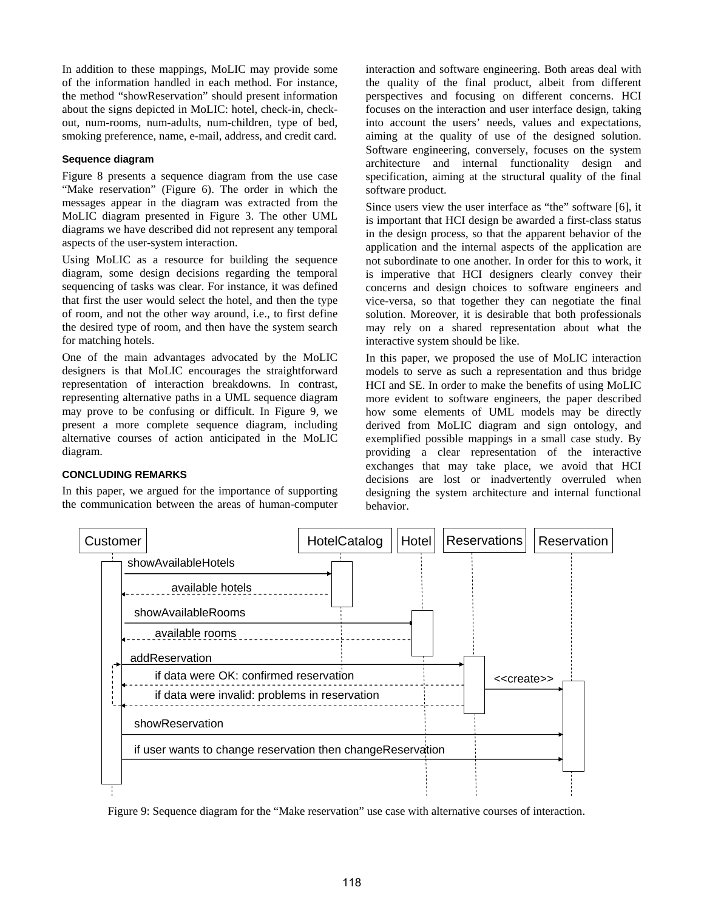In addition to these mappings, MoLIC may provide some of the information handled in each method. For instance, the method "showReservation" should present information about the signs depicted in MoLIC: hotel, check-in, check-out, num-rooms, num-adults, num-children, type of bed, smoking preference, name, e-mail, address, and credit card.

### Sequence diagram

Figure 8 presents a sequence diagram from the use case "Make reservation" (Figure 6). The order in which the messages appear in the diagram was extracted from the MoLIC diagram presented in Figure 3. The other UML diagrams we have described did not represent any temporal aspects of the user-system interaction.

Using MoLIC as a resource for building the sequence diagram, some design decisions regarding the temporal sequencing of tasks was clear. For instance, it was defined that first the user would select the hotel, and then the type of room, and not the other way around, i.e., to first define the desired type of room, and then have the system search for matching hotels.

One of the main advantages advocated by the MoLIC designers is that MoLIC encourages the straightforward representation of interaction breakdowns. In contrast, representing alternative paths in a UML sequence diagram may prove to be confusing or difficult. In Figure 9, we present a more complete sequence diagram, including alternative courses of action anticipated in the MoLIC diagram.

## CONCLUDING REMARKS

In this paper, we argued for the importance of supporting the communication between the areas of human-computer interaction and software engineering. Both areas deal with the quality of the final product, albeit from different perspectives and focusing on different concerns. HCI focuses on the interaction and user interface design, taking into account the users' needs, values and expectations, aiming at the quality of use of the designed solution. Software engineering, conversely, focuses on the system architecture and internal functionality design and specification, aiming at the structural quality of the final software product.

Since users view the user interface as "the" software [6], it is important that HCI design be awarded a first-class status in the design process, so that the apparent behavior of the application and the internal aspects of the application are not subordinate to one another. In order for this to work, it is imperative that HCI designers clearly convey their concerns and design choices to software engineers and vice-versa, so that together they can negotiate the final solution. Moreover, it is desirable that both professionals may rely on a shared representation about what the interactive system should be like.

In this paper, we proposed the use of MoLIC interaction models to serve as such a representation and thus bridge HCI and SE. In order to make the benefits of using MoLIC more evident to software engineers, the paper described how some elements of UML models may be directly derived from MoLIC diagram and sign ontology, and exemplified possible mappings in a small case study. By providing a clear representation of the interactive exchanges that may take place, we avoid that HCI decisions are lost or inadvertently overruled when designing the system architecture and internal functional behavior.

Figure 9: Sequence diagram for the "Make reservation" use case with alternative courses of interaction.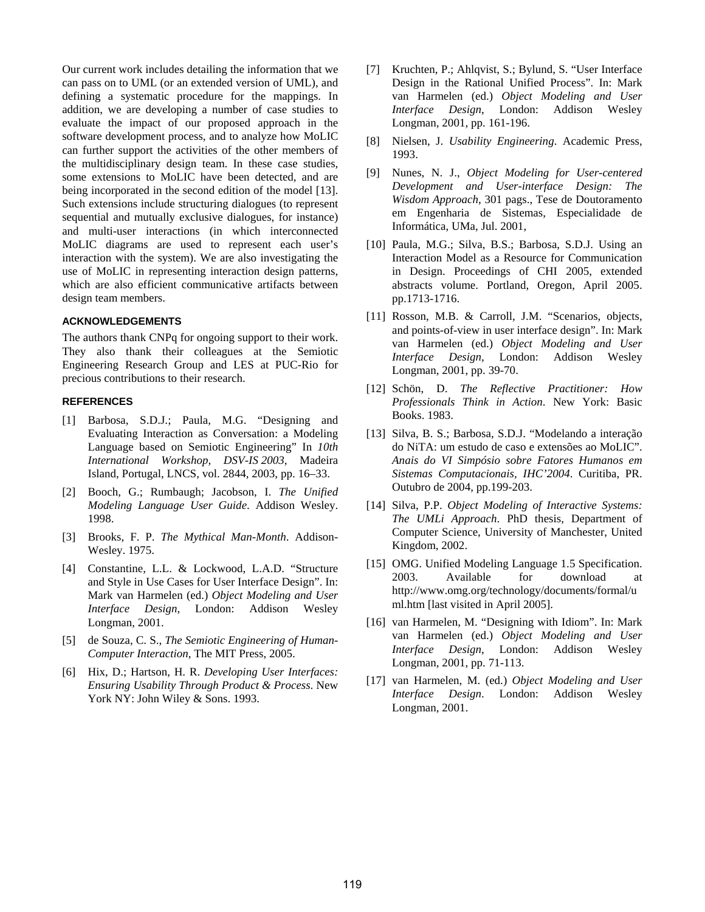Our current work includes detailing the information that we can pass on to UML (or an extended version of UML), and defining a systematic procedure for the mappings. In addition, we are developing a number of case studies to evaluate the impact of our proposed approach in the software development process, and to analyze how MoLIC can further support the activities of the other members of the multidisciplinary design team. In these case studies, some extensions to MoLIC have been detected, and are being incorporated in the second edition of the model [13]. Such extensions include structuring dialogues (to represent sequential and mutually exclusive dialogues, for instance) and multi-user interactions (in which interconnected MoLIC diagrams are used to represent each user's interaction with the system). We are also investigating the use of MoLIC in representing interaction design patterns, which are also efficient communicative artifacts between design team members.

## ACKNOWLEDGEMENTS

The authors thank CNPq for ongoing support to their work. They also thank their colleagues at the Semiotic Engineering Research Group and LES at PUC-Rio for precious contributions to their research.

## REFERENCES

[1] Barbosa, S.D.J.; Paula, M.G. "Designing and Evaluating Interaction as Conversation: a Modeling Language based on Semiotic Engineering" In *10th International Workshop, DSV-IS 2003*, Madeira Island, Portugal, LNCS, vol. 2844, 2003, pp. 16–33.

[2] Booch, G.; Rumbaugh; Jacobson, I. *The Unified Modeling Language User Guide*. Addison Wesley. 1998.

[3] Brooks, F. P. *The Mythical Man-Month*. Addison-Wesley. 1975.

[4] Constantine, L.L. & Lockwood, L.A.D. "Structure and Style in Use Cases for User Interface Design". In: Mark van Harmelen (ed.) *Object Modeling and User Interface Design*, London: Addison Wesley Longman, 2001.

[5] de Souza, C. S., *The Semiotic Engineering of Human-Computer Interaction*, The MIT Press, 2005.

[6] Hix, D.; Hartson, H. R. *Developing User Interfaces: Ensuring Usability Through Product & Process*. New York NY: John Wiley & Sons. 1993.

[7] Kruchten, P.; Ahlqvist, S.; Bylund, S. "User Interface Design in the Rational Unified Process". In: Mark van Harmelen (ed.) *Object Modeling and User Interface Design*, London: Addison Wesley Longman, 2001, pp. 161-196.

[8] Nielsen, J. *Usability Engineering*. Academic Press, 1993.

[9] Nunes, N. J., *Object Modeling for User-centered Development and User-interface Design: The Wisdom Approach*, 301 pags., Tese de Doutoramento em Engenharia de Sistemas, Especialidade de Informática, UMa, Jul. 2001,

[10] Paula, M.G.; Silva, B.S.; Barbosa, S.D.J. Using an Interaction Model as a Resource for Communication in Design. Proceedings of CHI 2005, extended abstracts volume. Portland, Oregon, April 2005. pp.1713-1716.

[11] Rosson, M.B. & Carroll, J.M. "Scenarios, objects, and points-of-view in user interface design". In: Mark van Harmelen (ed.) *Object Modeling and User Interface Design*, London: Addison Wesley Longman, 2001, pp. 39-70.

[12] Schön, D. *The Reflective Practitioner: How Professionals Think in Action*. New York: Basic Books. 1983.

[13] Silva, B. S.; Barbosa, S.D.J. "Modelando a interação do NiTA: um estudo de caso e extensões ao MoLIC". *Anais do VI Simpósio sobre Fatores Humanos em Sistemas Computacionais, IHC'2004*. Curitiba, PR. Outubro de 2004, pp.199-203.

[14] Silva, P.P. *Object Modeling of Interactive Systems: The UMLi Approach*. PhD thesis, Department of Computer Science, University of Manchester, United Kingdom, 2002.

[15] OMG. Unified Modeling Language 1.5 Specification. 2003. Available for download at http://www.omg.org/technology/documents/formal/uml.htm [last visited in April 2005].

[16] van Harmelen, M. "Designing with Idiom". In: Mark van Harmelen (ed.) *Object Modeling and User Interface Design*, London: Addison Wesley Longman, 2001, pp. 71-113.

[17] van Harmelen, M. (ed.) *Object Modeling and User Interface Design*. London: Addison Wesley Longman, 2001.